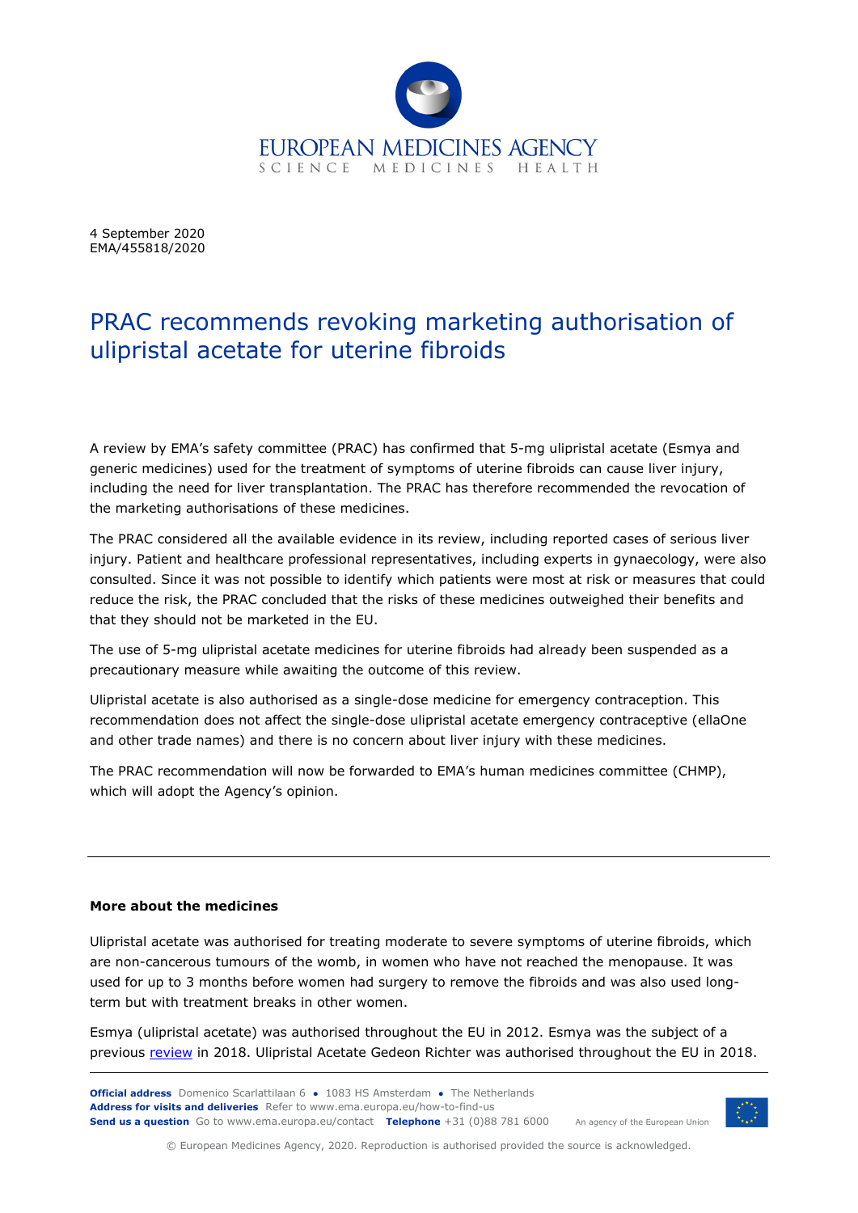EUROPEAN MEDICINES AGENCY
SCIENCE MEDICINES HEALTH

4 September 2020
EMA/455818/2020

# PRAC recommends revoking marketing authorisation of ulipristal acetate for uterine fibroids

A review by EMA's safety committee (PRAC) has confirmed that 5-mg ulipristal acetate (Esmya and generic medicines) used for the treatment of symptoms of uterine fibroids can cause liver injury, including the need for liver transplantation. The PRAC has therefore recommended the revocation of the marketing authorisations of these medicines.

The PRAC considered all the available evidence in its review, including reported cases of serious liver injury. Patient and healthcare professional representatives, including experts in gynaecology, were also consulted. Since it was not possible to identify which patients were most at risk or measures that could reduce the risk, the PRAC concluded that the risks of these medicines outweighed their benefits and that they should not be marketed in the EU.

The use of 5-mg ulipristal acetate medicines for uterine fibroids had already been suspended as a precautionary measure while awaiting the outcome of this review.

Ulipristal acetate is also authorised as a single-dose medicine for emergency contraception. This recommendation does not affect the single-dose ulipristal acetate emergency contraceptive (ellaOne and other trade names) and there is no concern about liver injury with these medicines.

The PRAC recommendation will now be forwarded to EMA's human medicines committee (CHMP), which will adopt the Agency's opinion.

---

**More about the medicines**

Ulipristal acetate was authorised for treating moderate to severe symptoms of uterine fibroids, which are non-cancerous tumours of the womb, in women who have not reached the menopause. It was used for up to 3 months before women had surgery to remove the fibroids and was also used long-term but with treatment breaks in other women.

Esmya (ulipristal acetate) was authorised throughout the EU in 2012. Esmya was the subject of a previous review in 2018. Ulipristal Acetate Gedeon Richter was authorised throughout the EU in 2018.

**Official address** Domenico Scarlattilaan 6 ● 1083 HS Amsterdam ● The Netherlands
**Address for visits and deliveries** Refer to www.ema.europa.eu/how-to-find-us
**Send us a question** Go to www.ema.europa.eu/contact **Telephone** +31 (0)88 781 6000

An agency of the European Union

© European Medicines Agency, 2020. Reproduction is authorised provided the source is acknowledged.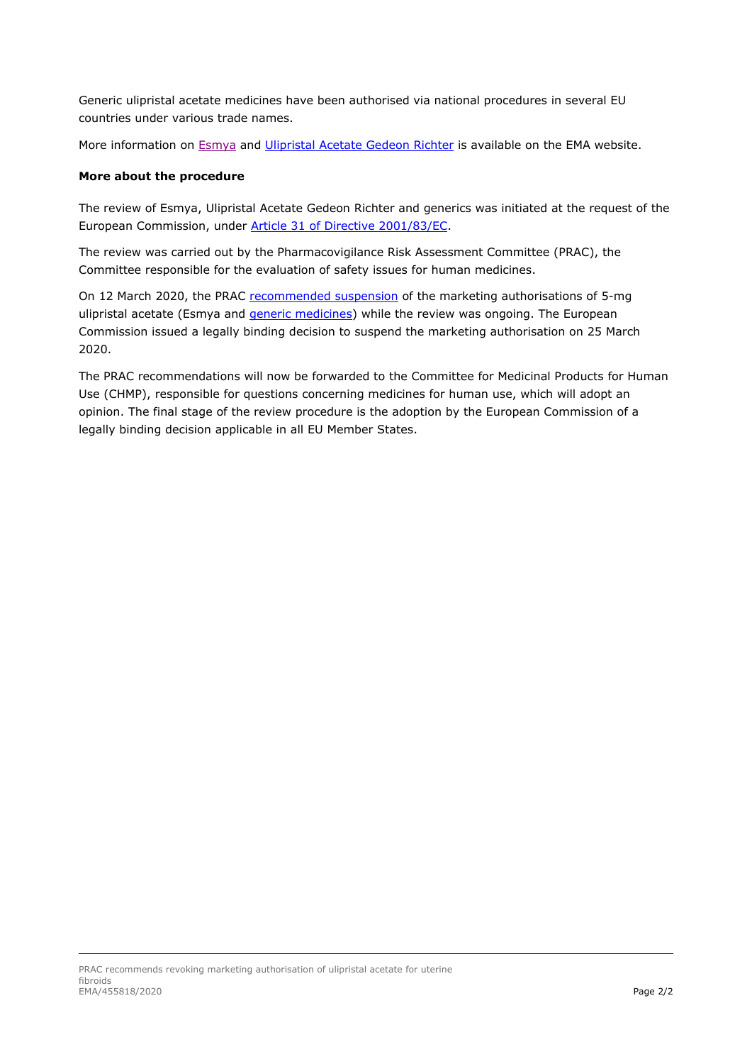Generic ulipristal acetate medicines have been authorised via national procedures in several EU countries under various trade names.

More information on Esmya and Ulipristal Acetate Gedeon Richter is available on the EMA website.

**More about the procedure**

The review of Esmya, Ulipristal Acetate Gedeon Richter and generics was initiated at the request of the European Commission, under Article 31 of Directive 2001/83/EC.

The review was carried out by the Pharmacovigilance Risk Assessment Committee (PRAC), the Committee responsible for the evaluation of safety issues for human medicines.

On 12 March 2020, the PRAC recommended suspension of the marketing authorisations of 5-mg ulipristal acetate (Esmya and generic medicines) while the review was ongoing. The European Commission issued a legally binding decision to suspend the marketing authorisation on 25 March 2020.

The PRAC recommendations will now be forwarded to the Committee for Medicinal Products for Human Use (CHMP), responsible for questions concerning medicines for human use, which will adopt an opinion. The final stage of the review procedure is the adoption by the European Commission of a legally binding decision applicable in all EU Member States.